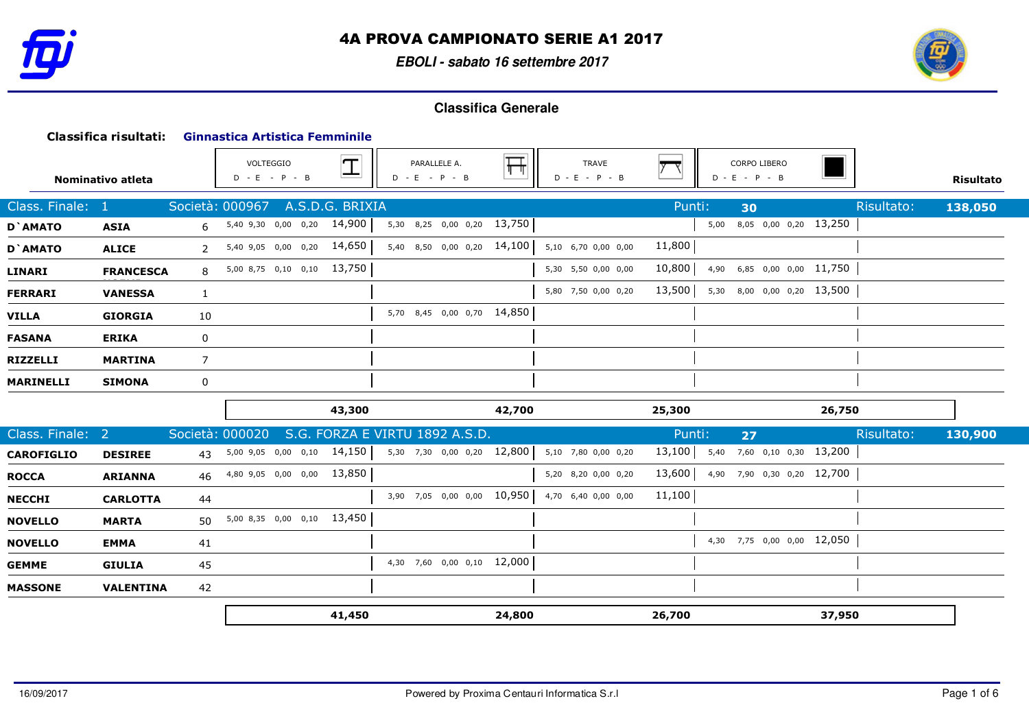# 4A PROVA CAMPIONATO SERIE A1 2017

*EBOLI - sabato 16 settembre 2017*

## Classifica Generale

**Classifica risultati:** **Ginnastica Artistica Femminile**

| Nominativo atleta | | | VOLTEGGIO D - E - P - B | | PARALLELE A. D - E - P - B | | TRAVE D - E - P - B | | CORPO LIBERO D - E - P - B | | Risultato |
|---|---|---|---|---|---|---|---|---|---|---|---|
| **Class. Finale: 1** | **Società: 000967 A.S.D.G. BRIXIA** | | | | | | | Punti: **30** | | Risultato: | **138,050** |
| **D`AMATO** | **ASIA** | 6 | 5,40 9,30 0,00 0,20 | 14,900 | 5,30 8,25 0,00 0,20 | 13,750 | | | 5,00 8,05 0,00 0,20 | 13,250 | |
| **D`AMATO** | **ALICE** | 2 | 5,40 9,05 0,00 0,20 | 14,650 | 5,40 8,50 0,00 0,20 | 14,100 | 5,10 6,70 0,00 0,00 | 11,800 | | | |
| **LINARI** | **FRANCESCA** | 8 | 5,00 8,75 0,10 0,10 | 13,750 | | | 5,30 5,50 0,00 0,00 | 10,800 | 4,90 6,85 0,00 0,00 | 11,750 | |
| **FERRARI** | **VANESSA** | 1 | | | | | 5,80 7,50 0,00 0,20 | 13,500 | 5,30 8,00 0,00 0,20 | 13,500 | |
| **VILLA** | **GIORGIA** | 10 | | | 5,70 8,45 0,00 0,70 | 14,850 | | | | | |
| **FASANA** | **ERIKA** | 0 | | | | | | | | | |
| **RIZZELLI** | **MARTINA** | 7 | | | | | | | | | |
| **MARINELLI** | **SIMONA** | 0 | | | | | | | | | |
| | | | | **43,300** | | **42,700** | | **25,300** | | **26,750** | |
| **Class. Finale: 2** | **Società: 000020 S.G. FORZA E VIRTU 1892 A.S.D.** | | | | | | | Punti: **27** | | Risultato: | **130,900** |
| **CAROFIGLIO** | **DESIREE** | 43 | 5,00 9,05 0,00 0,10 | 14,150 | 5,30 7,30 0,00 0,20 | 12,800 | 5,10 7,80 0,00 0,20 | 13,100 | 5,40 7,60 0,10 0,30 | 13,200 | |
| **ROCCA** | **ARIANNA** | 46 | 4,80 9,05 0,00 0,00 | 13,850 | | | 5,20 8,20 0,00 0,20 | 13,600 | 4,90 7,90 0,30 0,20 | 12,700 | |
| **NECCHI** | **CARLOTTA** | 44 | | | 3,90 7,05 0,00 0,00 | 10,950 | 4,70 6,40 0,00 0,00 | 11,100 | | | |
| **NOVELLO** | **MARTA** | 50 | 5,00 8,35 0,00 0,10 | 13,450 | | | | | | | |
| **NOVELLO** | **EMMA** | 41 | | | | | | | 4,30 7,75 0,00 0,00 | 12,050 | |
| **GEMME** | **GIULIA** | 45 | | | 4,30 7,60 0,00 0,10 | 12,000 | | | | | |
| **MASSONE** | **VALENTINA** | 42 | | | | | | | | | |
| | | | | **41,450** | | **24,800** | | **26,700** | | **37,950** | |

16/09/2017

Powered by Proxima Centauri Informatica S.r.l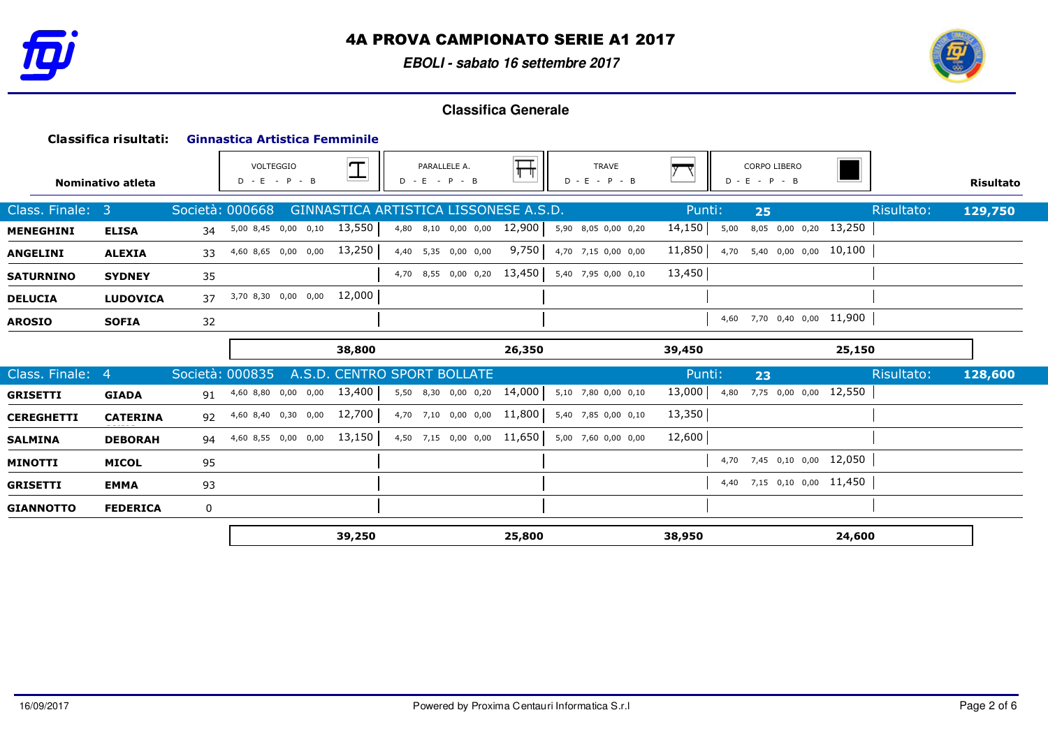# 4A PROVA CAMPIONATO SERIE A1 2017

*EBOLI - sabato 16 settembre 2017*

## Classifica Generale

**Classifica risultati:** **Ginnastica Artistica Femminile**

| Nominativo atleta | | | VOLTEGGIO D - E - P - B | | PARALLELE A. D - E - P - B | | TRAVE D - E - P - B | | CORPO LIBERO D - E - P - B | | Risultato |
|---|---|---|---|---|---|---|---|---|---|---|---|
| **Class. Finale: 3** | **Società: 000668** | | **GINNASTICA ARTISTICA LISSONESE A.S.D.** | | | | | **Punti: 25** | | **Risultato:** | **129,750** |
| **MENEGHINI** | **ELISA** | 34 | 5,00 8,45 0,00 0,10 | 13,550 | 4,80 8,10 0,00 0,00 | 12,900 | 5,90 8,05 0,00 0,20 | 14,150 | 5,00 8,05 0,00 0,20 | 13,250 | |
| **ANGELINI** | **ALEXIA** | 33 | 4,60 8,65 0,00 0,00 | 13,250 | 4,40 5,35 0,00 0,00 | 9,750 | 4,70 7,15 0,00 0,00 | 11,850 | 4,70 5,40 0,00 0,00 | 10,100 | |
| **SATURNINO** | **SYDNEY** | 35 | | | 4,70 8,55 0,00 0,20 | 13,450 | 5,40 7,95 0,00 0,10 | 13,450 | | | |
| **DELUCIA** | **LUDOVICA** | 37 | 3,70 8,30 0,00 0,00 | 12,000 | | | | | | | |
| **AROSIO** | **SOFIA** | 32 | | | | | | | 4,60 7,70 0,40 0,00 | 11,900 | |
| | | | | **38,800** | | **26,350** | | **39,450** | | **25,150** | |
| **Class. Finale: 4** | **Società: 000835** | | **A.S.D. CENTRO SPORT BOLLATE** | | | | | **Punti: 23** | | **Risultato:** | **128,600** |
| **GRISETTI** | **GIADA** | 91 | 4,60 8,80 0,00 0,00 | 13,400 | 5,50 8,30 0,00 0,20 | 14,000 | 5,10 7,80 0,00 0,10 | 13,000 | 4,80 7,75 0,00 0,00 | 12,550 | |
| **CEREGHETTI** | **CATERINA** | 92 | 4,60 8,40 0,30 0,00 | 12,700 | 4,70 7,10 0,00 0,00 | 11,800 | 5,40 7,85 0,00 0,10 | 13,350 | | | |
| **SALMINA** | **DEBORAH** | 94 | 4,60 8,55 0,00 0,00 | 13,150 | 4,50 7,15 0,00 0,00 | 11,650 | 5,00 7,60 0,00 0,00 | 12,600 | | | |
| **MINOTTI** | **MICOL** | 95 | | | | | | | 4,70 7,45 0,10 0,00 | 12,050 | |
| **GRISETTI** | **EMMA** | 93 | | | | | | | 4,40 7,15 0,10 0,00 | 11,450 | |
| **GIANNOTTO** | **FEDERICA** | 0 | | | | | | | | | |
| | | | | **39,250** | | **25,800** | | **38,950** | | **24,600** | |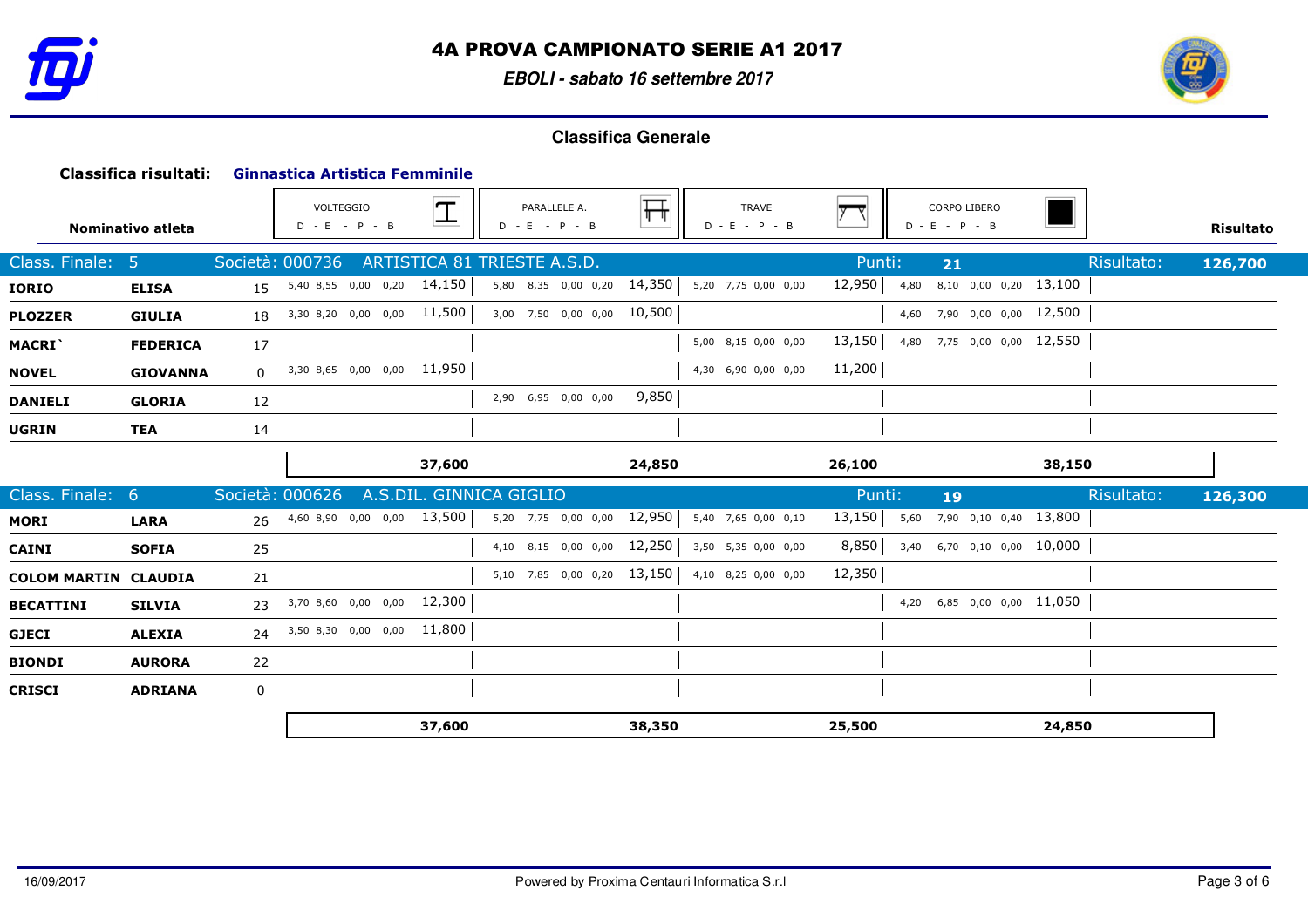# 4A PROVA CAMPIONATO SERIE A1 2017

*EBOLI - sabato 16 settembre 2017*

## Classifica Generale

**Classifica risultati:** **Ginnastica Artistica Femminile**

| Nominativo atleta | | | VOLTEGGIO D - E - P - B | | PARALLELE A. D - E - P - B | | TRAVE D - E - P - B | | CORPO LIBERO D - E - P - B | | Risultato |
|---|---|---|---|---|---|---|---|---|---|---|---|
| **Class. Finale: 5** | **Società: 000736** | | **ARTISTICA 81 TRIESTE A.S.D.** | | | | **Punti:** | **21** | | **Risultato:** | **126,700** |
| **IORIO** | **ELISA** | 15 | 5,40 8,55 0,00 0,20 | 14,150 | 5,80 8,35 0,00 0,20 | 14,350 | 5,20 7,75 0,00 0,00 | 12,950 | 4,80 8,10 0,00 0,20 | 13,100 | |
| **PLOZZER** | **GIULIA** | 18 | 3,30 8,20 0,00 0,00 | 11,500 | 3,00 7,50 0,00 0,00 | 10,500 | | | 4,60 7,90 0,00 0,00 | 12,500 | |
| **MACRI`** | **FEDERICA** | 17 | | | | | 5,00 8,15 0,00 0,00 | 13,150 | 4,80 7,75 0,00 0,00 | 12,550 | |
| **NOVEL** | **GIOVANNA** | 0 | 3,30 8,65 0,00 0,00 | 11,950 | | | 4,30 6,90 0,00 0,00 | 11,200 | | | |
| **DANIELI** | **GLORIA** | 12 | | | 2,90 6,95 0,00 0,00 | 9,850 | | | | | |
| **UGRIN** | **TEA** | 14 | | | | | | | | | |
| | | | | **37,600** | | **24,850** | | **26,100** | | **38,150** | |
| **Class. Finale: 6** | **Società: 000626** | | **A.S.DIL. GINNICA GIGLIO** | | | | **Punti:** | **19** | | **Risultato:** | **126,300** |
| **MORI** | **LARA** | 26 | 4,60 8,90 0,00 0,00 | 13,500 | 5,20 7,75 0,00 0,00 | 12,950 | 5,40 7,65 0,00 0,10 | 13,150 | 5,60 7,90 0,10 0,40 | 13,800 | |
| **CAINI** | **SOFIA** | 25 | | | 4,10 8,15 0,00 0,00 | 12,250 | 3,50 5,35 0,00 0,00 | 8,850 | 3,40 6,70 0,10 0,00 | 10,000 | |
| **COLOM MARTIN** | **CLAUDIA** | 21 | | | 5,10 7,85 0,00 0,20 | 13,150 | 4,10 8,25 0,00 0,00 | 12,350 | | | |
| **BECATTINI** | **SILVIA** | 23 | 3,70 8,60 0,00 0,00 | 12,300 | | | | | 4,20 6,85 0,00 0,00 | 11,050 | |
| **GJECI** | **ALEXIA** | 24 | 3,50 8,30 0,00 0,00 | 11,800 | | | | | | | |
| **BIONDI** | **AURORA** | 22 | | | | | | | | | |
| **CRISCI** | **ADRIANA** | 0 | | | | | | | | | |
| | | | | **37,600** | | **38,350** | | **25,500** | | **24,850** | |

16/09/2017 — Powered by Proxima Centauri Informatica S.r.l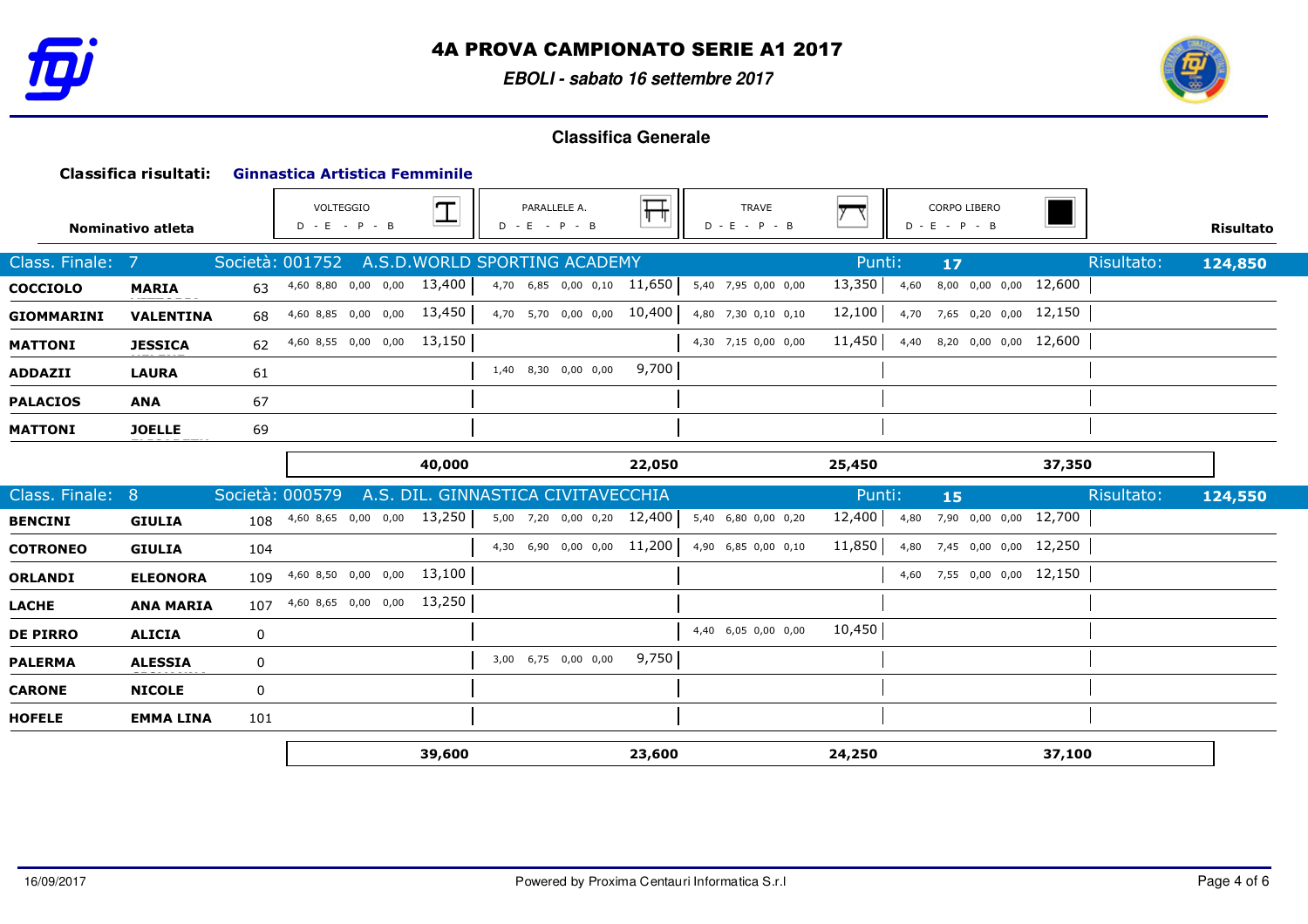# 4A PROVA CAMPIONATO SERIE A1 2017

*EBOLI - sabato 16 settembre 2017*

## Classifica Generale

**Classifica risultati:** **Ginnastica Artistica Femminile**

| Nominativo atleta | | | VOLTEGGIO D - E - P - B | | PARALLELE A. D - E - P - B | | TRAVE D - E - P - B | | CORPO LIBERO D - E - P - B | | Risultato |
|---|---|---|---|---|---|---|---|---|---|---|---|
| **Class. Finale: 7** | **Società: 001752** | | **A.S.D.WORLD SPORTING ACADEMY** | | | | **Punti:** | **17** | | **Risultato:** | **124,850** |
| **COCCIOLO** | **MARIA** | 63 | 4,60 8,80 0,00 0,00 | 13,400 | 4,70 6,85 0,00 0,10 | 11,650 | 5,40 7,95 0,00 0,00 | 13,350 | 4,60 8,00 0,00 0,00 | 12,600 | |
| **GIOMMARINI** | **VALENTINA** | 68 | 4,60 8,85 0,00 0,00 | 13,450 | 4,70 5,70 0,00 0,00 | 10,400 | 4,80 7,30 0,10 0,10 | 12,100 | 4,70 7,65 0,20 0,00 | 12,150 | |
| **MATTONI** | **JESSICA** | 62 | 4,60 8,55 0,00 0,00 | 13,150 | | | 4,30 7,15 0,00 0,00 | 11,450 | 4,40 8,20 0,00 0,00 | 12,600 | |
| **ADDAZII** | **LAURA** | 61 | | | 1,40 8,30 0,00 0,00 | 9,700 | | | | | |
| **PALACIOS** | **ANA** | 67 | | | | | | | | | |
| **MATTONI** | **JOELLE** | 69 | | | | | | | | | |
| | | | | **40,000** | | **22,050** | | **25,450** | | **37,350** | |
| **Class. Finale: 8** | **Società: 000579** | | **A.S. DIL. GINNASTICA CIVITAVECCHIA** | | | | **Punti:** | **15** | | **Risultato:** | **124,550** |
| **BENCINI** | **GIULIA** | 108 | 4,60 8,65 0,00 0,00 | 13,250 | 5,00 7,20 0,00 0,20 | 12,400 | 5,40 6,80 0,00 0,20 | 12,400 | 4,80 7,90 0,00 0,00 | 12,700 | |
| **COTRONEO** | **GIULIA** | 104 | | | 4,30 6,90 0,00 0,00 | 11,200 | 4,90 6,85 0,00 0,10 | 11,850 | 4,80 7,45 0,00 0,00 | 12,250 | |
| **ORLANDI** | **ELEONORA** | 109 | 4,60 8,50 0,00 0,00 | 13,100 | | | | | 4,60 7,55 0,00 0,00 | 12,150 | |
| **LACHE** | **ANA MARIA** | 107 | 4,60 8,65 0,00 0,00 | 13,250 | | | | | | | |
| **DE PIRRO** | **ALICIA** | 0 | | | | | 4,40 6,05 0,00 0,00 | 10,450 | | | |
| **PALERMA** | **ALESSIA** | 0 | | | 3,00 6,75 0,00 0,00 | 9,750 | | | | | |
| **CARONE** | **NICOLE** | 0 | | | | | | | | | |
| **HOFELE** | **EMMA LINA** | 101 | | | | | | | | | |
| | | | | **39,600** | | **23,600** | | **24,250** | | **37,100** | |

16/09/2017 Powered by Proxima Centauri Informatica S.r.l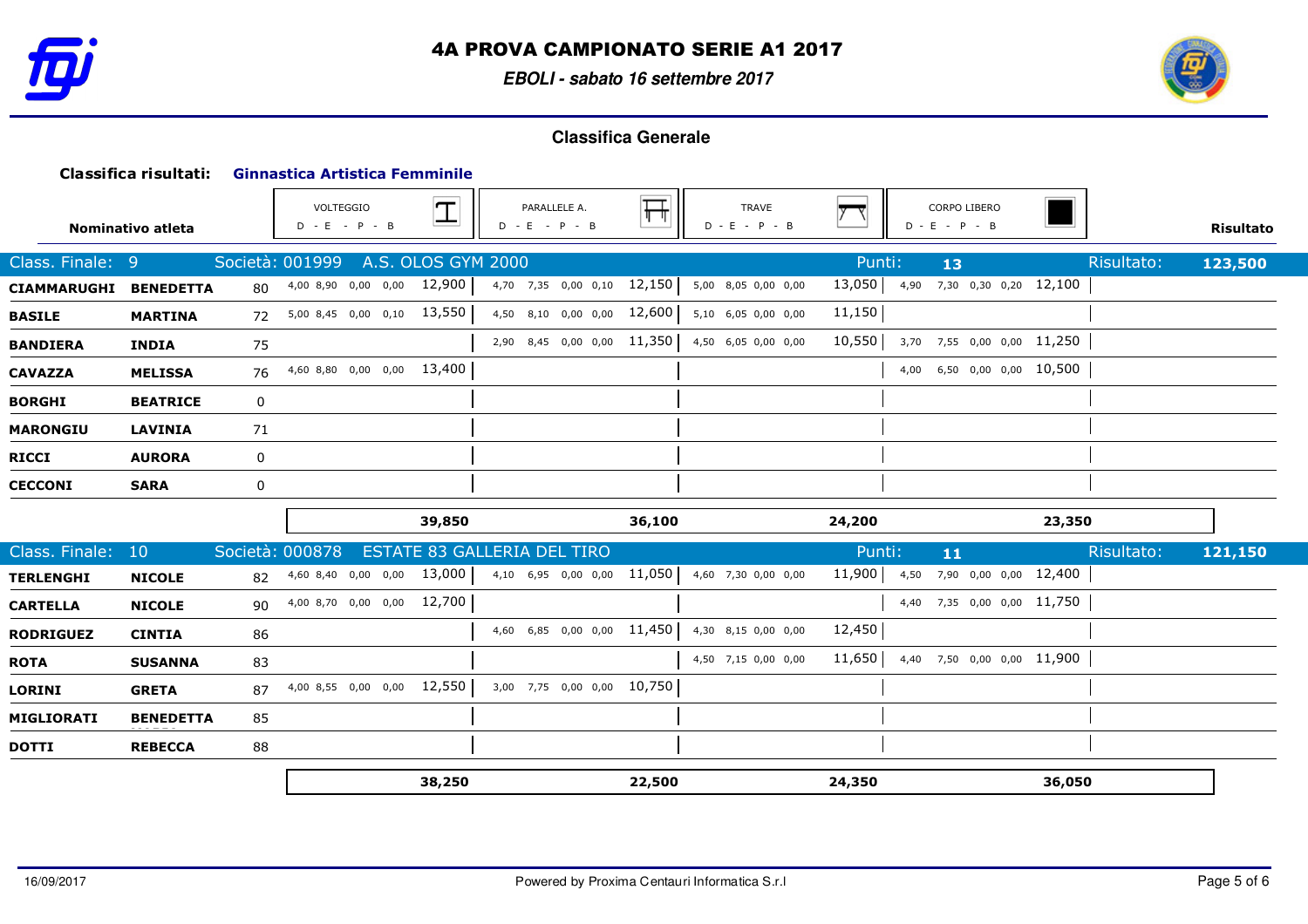# 4A PROVA CAMPIONATO SERIE A1 2017

*EBOLI - sabato 16 settembre 2017*

## Classifica Generale

**Classifica risultati:** **Ginnastica Artistica Femminile**

| Nominativo atleta | | | VOLTEGGIO D - E - P - B | | PARALLELE A. D - E - P - B | | TRAVE D - E - P - B | | CORPO LIBERO D - E - P - B | | Risultato |
|---|---|---|---|---|---|---|---|---|---|---|---|
| **Class. Finale: 9** | **Società: 001999** | | **A.S. OLOS GYM 2000** | | | | | **Punti: 13** | | **Risultato:** | **123,500** |
| **CIAMMARUGHI** | **BENEDETTA** | 80 | 4,00 8,90 0,00 0,00 | 12,900 | 4,70 7,35 0,00 0,10 | 12,150 | 5,00 8,05 0,00 0,00 | 13,050 | 4,90 7,30 0,30 0,20 | 12,100 | |
| **BASILE** | **MARTINA** | 72 | 5,00 8,45 0,00 0,10 | 13,550 | 4,50 8,10 0,00 0,00 | 12,600 | 5,10 6,05 0,00 0,00 | 11,150 | | | |
| **BANDIERA** | **INDIA** | 75 | | | 2,90 8,45 0,00 0,00 | 11,350 | 4,50 6,05 0,00 0,00 | 10,550 | 3,70 7,55 0,00 0,00 | 11,250 | |
| **CAVAZZA** | **MELISSA** | 76 | 4,60 8,80 0,00 0,00 | 13,400 | | | | | 4,00 6,50 0,00 0,00 | 10,500 | |
| **BORGHI** | **BEATRICE** | 0 | | | | | | | | | |
| **MARONGIU** | **LAVINIA** | 71 | | | | | | | | | |
| **RICCI** | **AURORA** | 0 | | | | | | | | | |
| **CECCONI** | **SARA** | 0 | | | | | | | | | |
| | | | | **39,850** | | **36,100** | | **24,200** | | **23,350** | |
| **Class. Finale: 10** | **Società: 000878** | | **ESTATE 83 GALLERIA DEL TIRO** | | | | | **Punti: 11** | | **Risultato:** | **121,150** |
| **TERLENGHI** | **NICOLE** | 82 | 4,60 8,40 0,00 0,00 | 13,000 | 4,10 6,95 0,00 0,00 | 11,050 | 4,60 7,30 0,00 0,00 | 11,900 | 4,50 7,90 0,00 0,00 | 12,400 | |
| **CARTELLA** | **NICOLE** | 90 | 4,00 8,70 0,00 0,00 | 12,700 | | | | | 4,40 7,35 0,00 0,00 | 11,750 | |
| **RODRIGUEZ** | **CINTIA** | 86 | | | 4,60 6,85 0,00 0,00 | 11,450 | 4,30 8,15 0,00 0,00 | 12,450 | | | |
| **ROTA** | **SUSANNA** | 83 | | | | | 4,50 7,15 0,00 0,00 | 11,650 | 4,40 7,50 0,00 0,00 | 11,900 | |
| **LORINI** | **GRETA** | 87 | 4,00 8,55 0,00 0,00 | 12,550 | 3,00 7,75 0,00 0,00 | 10,750 | | | | | |
| **MIGLIORATI** | **BENEDETTA** | 85 | | | | | | | | | |
| **DOTTI** | **REBECCA** | 88 | | | | | | | | | |
| | | | | **38,250** | | **22,500** | | **24,350** | | **36,050** | |

16/09/2017 | Powered by Proxima Centauri Informatica S.r.l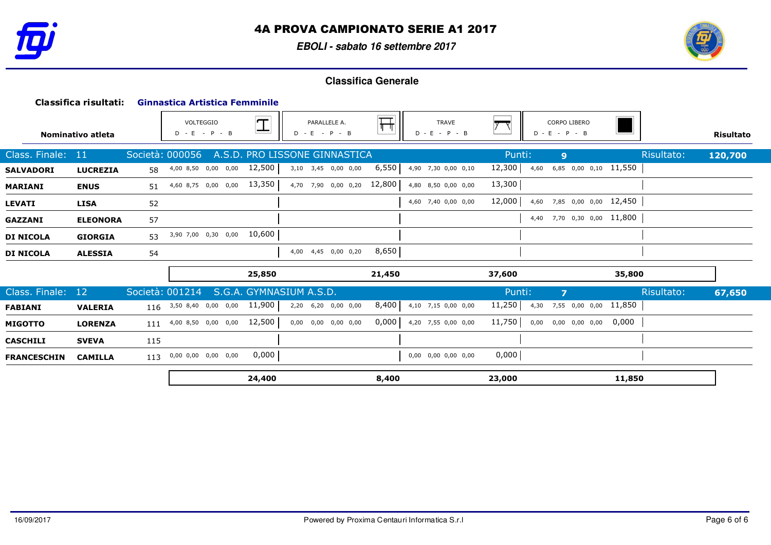# 4A PROVA CAMPIONATO SERIE A1 2017

*EBOLI - sabato 16 settembre 2017*

## Classifica Generale

**Classifica risultati:** **Ginnastica Artistica Femminile**

| Nominativo atleta | | | VOLTEGGIO D - E - P - B | | PARALLELE A. D - E - P - B | | TRAVE D - E - P - B | | CORPO LIBERO D - E - P - B | | Risultato |
|---|---|---|---|---|---|---|---|---|---|---|---|
| **Class. Finale: 11** | **Società: 000056** | **A.S.D. PRO LISSONE GINNASTICA** | | | | | | **Punti: 9** | | **Risultato:** | **120,700** |
| **SALVADORI** | **LUCREZIA** | 58 | 4,00 8,50 0,00 0,00 | 12,500 | 3,10 3,45 0,00 0,00 | 6,550 | 4,90 7,30 0,00 0,10 | 12,300 | 4,60 6,85 0,00 0,10 | 11,550 | |
| **MARIANI** | **ENUS** | 51 | 4,60 8,75 0,00 0,00 | 13,350 | 4,70 7,90 0,00 0,20 | 12,800 | 4,80 8,50 0,00 0,00 | 13,300 | | | |
| **LEVATI** | **LISA** | 52 | | | | | 4,60 7,40 0,00 0,00 | 12,000 | 4,60 7,85 0,00 0,00 | 12,450 | |
| **GAZZANI** | **ELEONORA** | 57 | | | | | | | 4,40 7,70 0,30 0,00 | 11,800 | |
| **DI NICOLA** | **GIORGIA** | 53 | 3,90 7,00 0,30 0,00 | 10,600 | | | | | | | |
| **DI NICOLA** | **ALESSIA** | 54 | | | 4,00 4,45 0,00 0,20 | 8,650 | | | | | |
| | | | | **25,850** | | **21,450** | | **37,600** | | **35,800** | |
| **Class. Finale: 12** | **Società: 001214** | **S.G.A. GYMNASIUM A.S.D.** | | | | | | **Punti: 7** | | **Risultato:** | **67,650** |
| **FABIANI** | **VALERIA** | 116 | 3,50 8,40 0,00 0,00 | 11,900 | 2,20 6,20 0,00 0,00 | 8,400 | 4,10 7,15 0,00 0,00 | 11,250 | 4,30 7,55 0,00 0,00 | 11,850 | |
| **MIGOTTO** | **LORENZA** | 111 | 4,00 8,50 0,00 0,00 | 12,500 | 0,00 0,00 0,00 0,00 | 0,000 | 4,20 7,55 0,00 0,00 | 11,750 | 0,00 0,00 0,00 0,00 | 0,000 | |
| **CASCHILI** | **SVEVA** | 115 | | | | | | | | | |
| **FRANCESCHIN** | **CAMILLA** | 113 | 0,00 0,00 0,00 0,00 | 0,000 | | | 0,00 0,00 0,00 0,00 | 0,000 | | | |
| | | | | **24,400** | | **8,400** | | **23,000** | | **11,850** | |

16/09/2017 — Powered by Proxima Centauri Informatica S.r.l